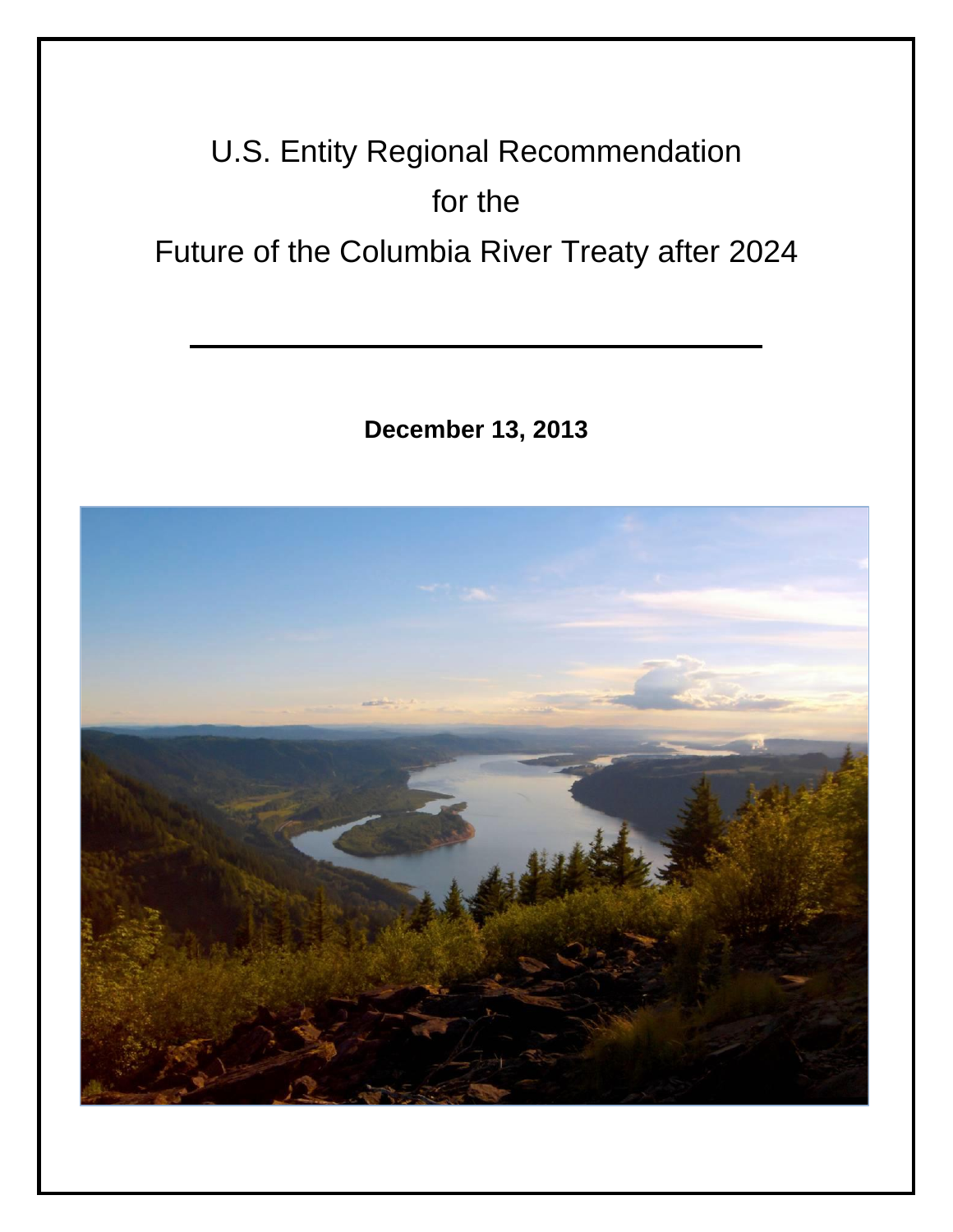# U.S. Entity Regional Recommendation for the Future of the Columbia River Treaty after 2024

---

**December 13, 2013**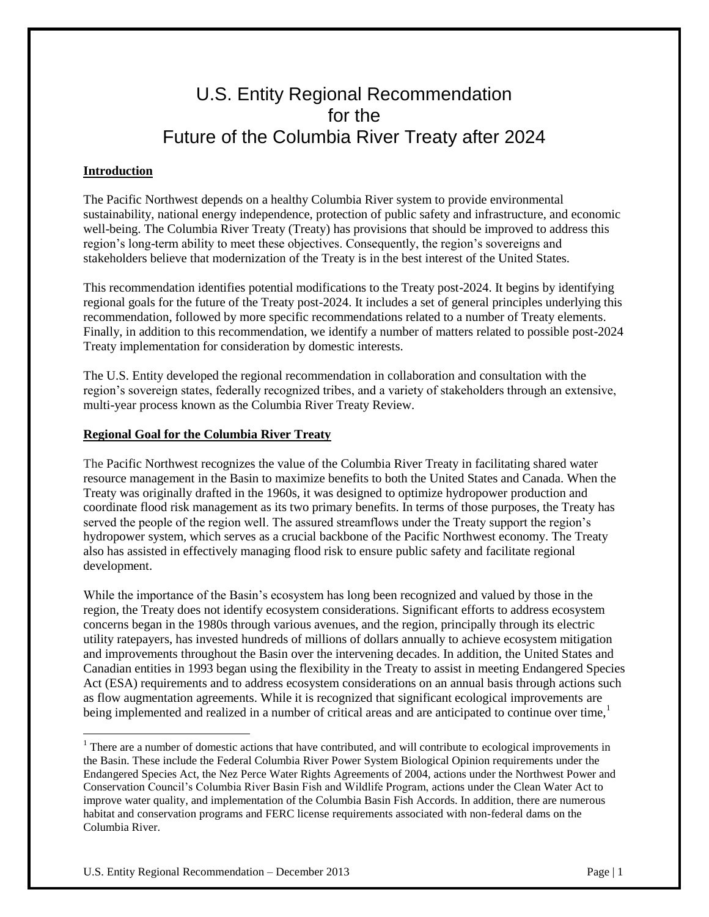# U.S. Entity Regional Recommendation for the Future of the Columbia River Treaty after 2024

## Introduction

The Pacific Northwest depends on a healthy Columbia River system to provide environmental sustainability, national energy independence, protection of public safety and infrastructure, and economic well-being. The Columbia River Treaty (Treaty) has provisions that should be improved to address this region's long-term ability to meet these objectives. Consequently, the region's sovereigns and stakeholders believe that modernization of the Treaty is in the best interest of the United States.

This recommendation identifies potential modifications to the Treaty post-2024. It begins by identifying regional goals for the future of the Treaty post-2024. It includes a set of general principles underlying this recommendation, followed by more specific recommendations related to a number of Treaty elements. Finally, in addition to this recommendation, we identify a number of matters related to possible post-2024 Treaty implementation for consideration by domestic interests.

The U.S. Entity developed the regional recommendation in collaboration and consultation with the region's sovereign states, federally recognized tribes, and a variety of stakeholders through an extensive, multi-year process known as the Columbia River Treaty Review.

## Regional Goal for the Columbia River Treaty

The Pacific Northwest recognizes the value of the Columbia River Treaty in facilitating shared water resource management in the Basin to maximize benefits to both the United States and Canada. When the Treaty was originally drafted in the 1960s, it was designed to optimize hydropower production and coordinate flood risk management as its two primary benefits. In terms of those purposes, the Treaty has served the people of the region well. The assured streamflows under the Treaty support the region's hydropower system, which serves as a crucial backbone of the Pacific Northwest economy. The Treaty also has assisted in effectively managing flood risk to ensure public safety and facilitate regional development.

While the importance of the Basin's ecosystem has long been recognized and valued by those in the region, the Treaty does not identify ecosystem considerations. Significant efforts to address ecosystem concerns began in the 1980s through various avenues, and the region, principally through its electric utility ratepayers, has invested hundreds of millions of dollars annually to achieve ecosystem mitigation and improvements throughout the Basin over the intervening decades. In addition, the United States and Canadian entities in 1993 began using the flexibility in the Treaty to assist in meeting Endangered Species Act (ESA) requirements and to address ecosystem considerations on an annual basis through actions such as flow augmentation agreements. While it is recognized that significant ecological improvements are being implemented and realized in a number of critical areas and are anticipated to continue over time,[1]

[1] There are a number of domestic actions that have contributed, and will contribute to ecological improvements in the Basin. These include the Federal Columbia River Power System Biological Opinion requirements under the Endangered Species Act, the Nez Perce Water Rights Agreements of 2004, actions under the Northwest Power and Conservation Council's Columbia River Basin Fish and Wildlife Program, actions under the Clean Water Act to improve water quality, and implementation of the Columbia Basin Fish Accords. In addition, there are numerous habitat and conservation programs and FERC license requirements associated with non-federal dams on the Columbia River.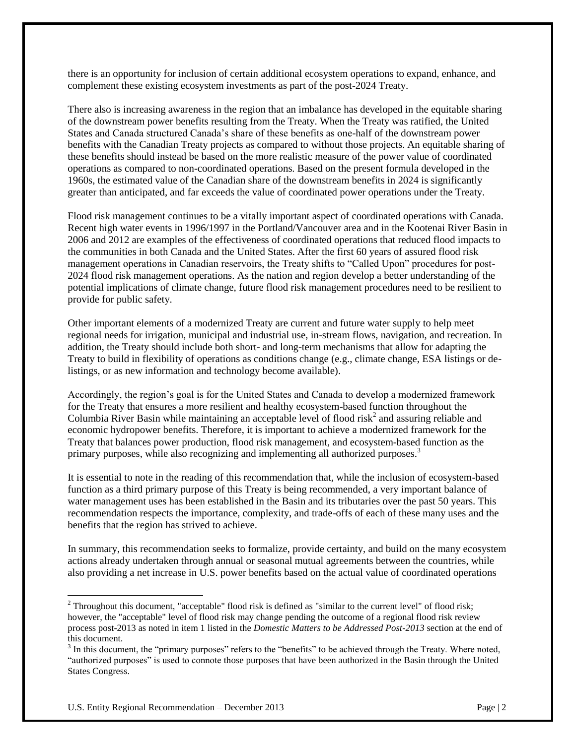there is an opportunity for inclusion of certain additional ecosystem operations to expand, enhance, and complement these existing ecosystem investments as part of the post-2024 Treaty.

There also is increasing awareness in the region that an imbalance has developed in the equitable sharing of the downstream power benefits resulting from the Treaty. When the Treaty was ratified, the United States and Canada structured Canada's share of these benefits as one-half of the downstream power benefits with the Canadian Treaty projects as compared to without those projects. An equitable sharing of these benefits should instead be based on the more realistic measure of the power value of coordinated operations as compared to non-coordinated operations. Based on the present formula developed in the 1960s, the estimated value of the Canadian share of the downstream benefits in 2024 is significantly greater than anticipated, and far exceeds the value of coordinated power operations under the Treaty.

Flood risk management continues to be a vitally important aspect of coordinated operations with Canada. Recent high water events in 1996/1997 in the Portland/Vancouver area and in the Kootenai River Basin in 2006 and 2012 are examples of the effectiveness of coordinated operations that reduced flood impacts to the communities in both Canada and the United States. After the first 60 years of assured flood risk management operations in Canadian reservoirs, the Treaty shifts to "Called Upon" procedures for post-2024 flood risk management operations. As the nation and region develop a better understanding of the potential implications of climate change, future flood risk management procedures need to be resilient to provide for public safety.

Other important elements of a modernized Treaty are current and future water supply to help meet regional needs for irrigation, municipal and industrial use, in-stream flows, navigation, and recreation. In addition, the Treaty should include both short- and long-term mechanisms that allow for adapting the Treaty to build in flexibility of operations as conditions change (e.g., climate change, ESA listings or de-listings, or as new information and technology become available).

Accordingly, the region's goal is for the United States and Canada to develop a modernized framework for the Treaty that ensures a more resilient and healthy ecosystem-based function throughout the Columbia River Basin while maintaining an acceptable level of flood risk[2] and assuring reliable and economic hydropower benefits. Therefore, it is important to achieve a modernized framework for the Treaty that balances power production, flood risk management, and ecosystem-based function as the primary purposes, while also recognizing and implementing all authorized purposes.[3]

It is essential to note in the reading of this recommendation that, while the inclusion of ecosystem-based function as a third primary purpose of this Treaty is being recommended, a very important balance of water management uses has been established in the Basin and its tributaries over the past 50 years. This recommendation respects the importance, complexity, and trade-offs of each of these many uses and the benefits that the region has strived to achieve.

In summary, this recommendation seeks to formalize, provide certainty, and build on the many ecosystem actions already undertaken through annual or seasonal mutual agreements between the countries, while also providing a net increase in U.S. power benefits based on the actual value of coordinated operations

---

[2] Throughout this document, "acceptable" flood risk is defined as "similar to the current level" of flood risk; however, the "acceptable" level of flood risk may change pending the outcome of a regional flood risk review process post-2013 as noted in item 1 listed in the *Domestic Matters to be Addressed Post-2013* section at the end of this document.

[3] In this document, the "primary purposes" refers to the "benefits" to be achieved through the Treaty. Where noted, "authorized purposes" is used to connote those purposes that have been authorized in the Basin through the United States Congress.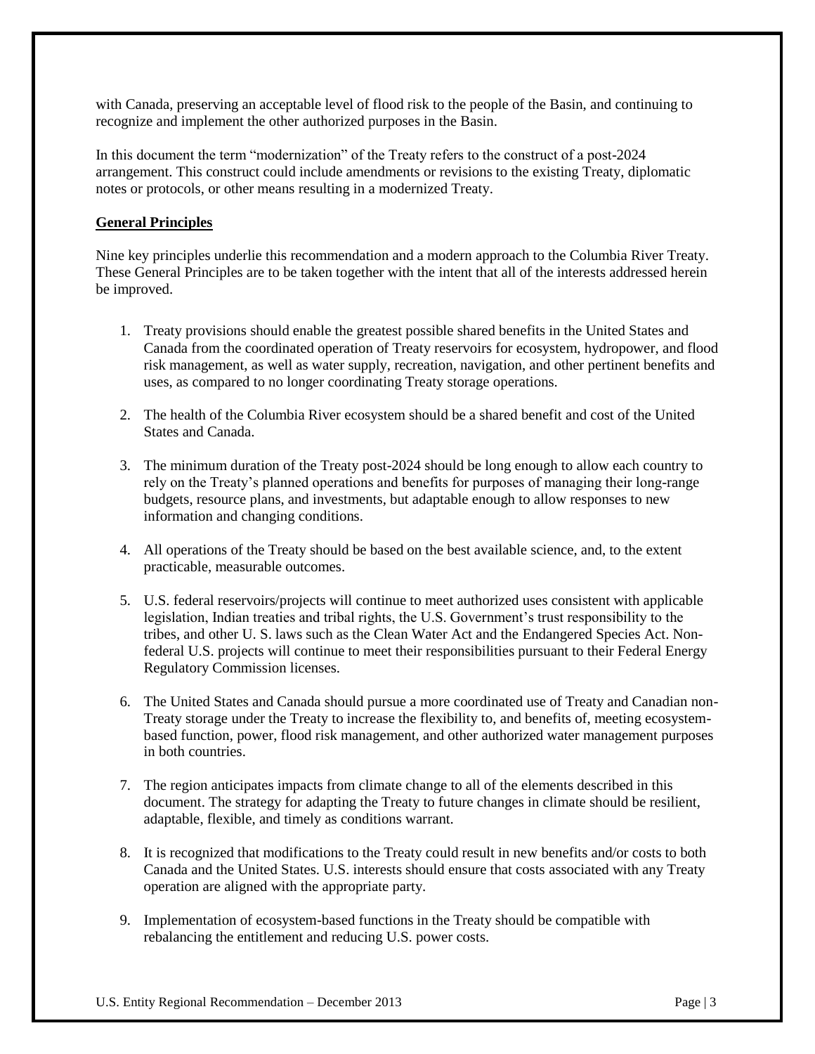with Canada, preserving an acceptable level of flood risk to the people of the Basin, and continuing to recognize and implement the other authorized purposes in the Basin.

In this document the term "modernization" of the Treaty refers to the construct of a post-2024 arrangement. This construct could include amendments or revisions to the existing Treaty, diplomatic notes or protocols, or other means resulting in a modernized Treaty.

**General Principles**

Nine key principles underlie this recommendation and a modern approach to the Columbia River Treaty. These General Principles are to be taken together with the intent that all of the interests addressed herein be improved.

1. Treaty provisions should enable the greatest possible shared benefits in the United States and Canada from the coordinated operation of Treaty reservoirs for ecosystem, hydropower, and flood risk management, as well as water supply, recreation, navigation, and other pertinent benefits and uses, as compared to no longer coordinating Treaty storage operations.

2. The health of the Columbia River ecosystem should be a shared benefit and cost of the United States and Canada.

3. The minimum duration of the Treaty post-2024 should be long enough to allow each country to rely on the Treaty's planned operations and benefits for purposes of managing their long-range budgets, resource plans, and investments, but adaptable enough to allow responses to new information and changing conditions.

4. All operations of the Treaty should be based on the best available science, and, to the extent practicable, measurable outcomes.

5. U.S. federal reservoirs/projects will continue to meet authorized uses consistent with applicable legislation, Indian treaties and tribal rights, the U.S. Government's trust responsibility to the tribes, and other U. S. laws such as the Clean Water Act and the Endangered Species Act. Non-federal U.S. projects will continue to meet their responsibilities pursuant to their Federal Energy Regulatory Commission licenses.

6. The United States and Canada should pursue a more coordinated use of Treaty and Canadian non-Treaty storage under the Treaty to increase the flexibility to, and benefits of, meeting ecosystem-based function, power, flood risk management, and other authorized water management purposes in both countries.

7. The region anticipates impacts from climate change to all of the elements described in this document. The strategy for adapting the Treaty to future changes in climate should be resilient, adaptable, flexible, and timely as conditions warrant.

8. It is recognized that modifications to the Treaty could result in new benefits and/or costs to both Canada and the United States. U.S. interests should ensure that costs associated with any Treaty operation are aligned with the appropriate party.

9. Implementation of ecosystem-based functions in the Treaty should be compatible with rebalancing the entitlement and reducing U.S. power costs.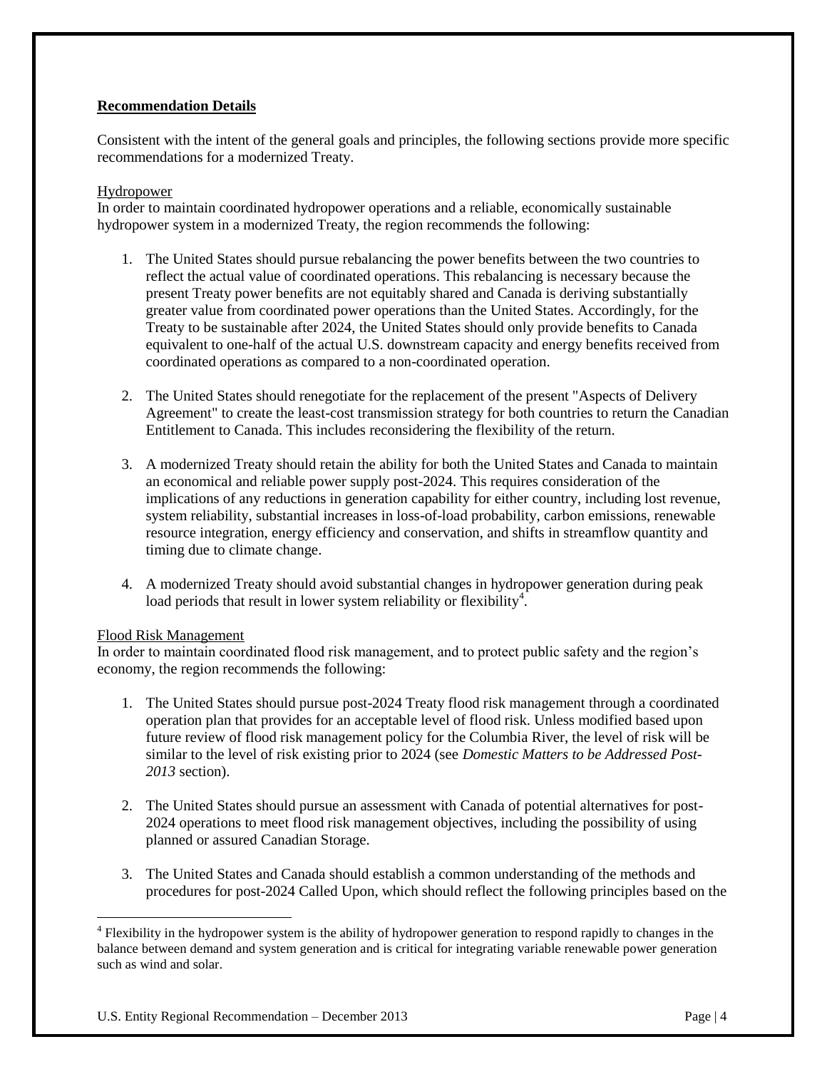**Recommendation Details**

Consistent with the intent of the general goals and principles, the following sections provide more specific recommendations for a modernized Treaty.

Hydropower

In order to maintain coordinated hydropower operations and a reliable, economically sustainable hydropower system in a modernized Treaty, the region recommends the following:

1. The United States should pursue rebalancing the power benefits between the two countries to reflect the actual value of coordinated operations. This rebalancing is necessary because the present Treaty power benefits are not equitably shared and Canada is deriving substantially greater value from coordinated power operations than the United States. Accordingly, for the Treaty to be sustainable after 2024, the United States should only provide benefits to Canada equivalent to one-half of the actual U.S. downstream capacity and energy benefits received from coordinated operations as compared to a non-coordinated operation.

2. The United States should renegotiate for the replacement of the present "Aspects of Delivery Agreement" to create the least-cost transmission strategy for both countries to return the Canadian Entitlement to Canada. This includes reconsidering the flexibility of the return.

3. A modernized Treaty should retain the ability for both the United States and Canada to maintain an economical and reliable power supply post-2024. This requires consideration of the implications of any reductions in generation capability for either country, including lost revenue, system reliability, substantial increases in loss-of-load probability, carbon emissions, renewable resource integration, energy efficiency and conservation, and shifts in streamflow quantity and timing due to climate change.

4. A modernized Treaty should avoid substantial changes in hydropower generation during peak load periods that result in lower system reliability or flexibility[4].

Flood Risk Management

In order to maintain coordinated flood risk management, and to protect public safety and the region's economy, the region recommends the following:

1. The United States should pursue post-2024 Treaty flood risk management through a coordinated operation plan that provides for an acceptable level of flood risk. Unless modified based upon future review of flood risk management policy for the Columbia River, the level of risk will be similar to the level of risk existing prior to 2024 (see *Domestic Matters to be Addressed Post-2013* section).

2. The United States should pursue an assessment with Canada of potential alternatives for post-2024 operations to meet flood risk management objectives, including the possibility of using planned or assured Canadian Storage.

3. The United States and Canada should establish a common understanding of the methods and procedures for post-2024 Called Upon, which should reflect the following principles based on the

[4] Flexibility in the hydropower system is the ability of hydropower generation to respond rapidly to changes in the balance between demand and system generation and is critical for integrating variable renewable power generation such as wind and solar.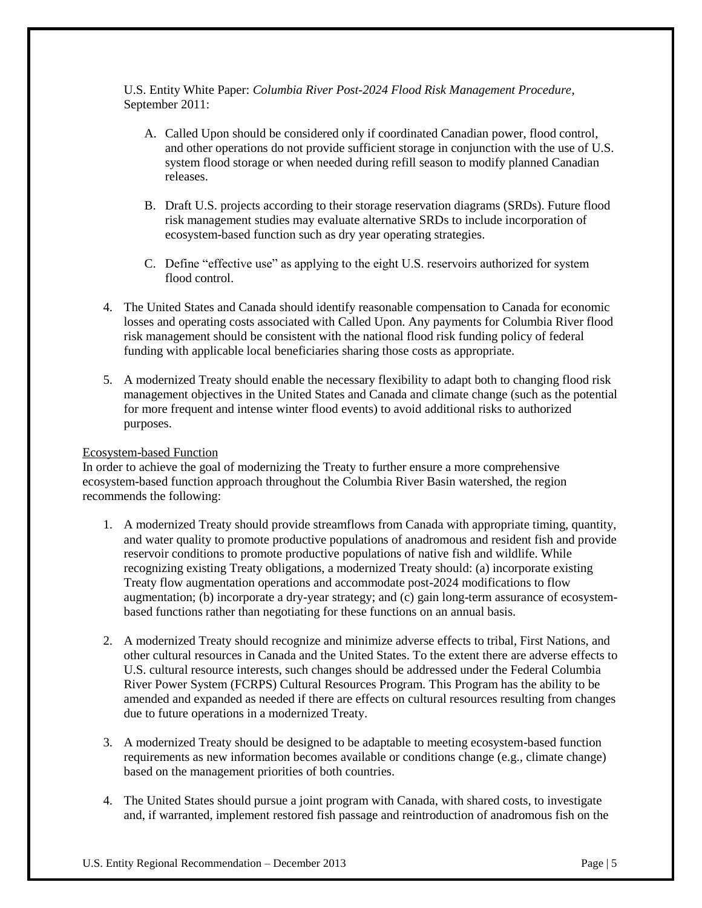U.S. Entity White Paper: *Columbia River Post-2024 Flood Risk Management Procedure*, September 2011:

A. Called Upon should be considered only if coordinated Canadian power, flood control, and other operations do not provide sufficient storage in conjunction with the use of U.S. system flood storage or when needed during refill season to modify planned Canadian releases.

B. Draft U.S. projects according to their storage reservation diagrams (SRDs). Future flood risk management studies may evaluate alternative SRDs to include incorporation of ecosystem-based function such as dry year operating strategies.

C. Define "effective use" as applying to the eight U.S. reservoirs authorized for system flood control.

4. The United States and Canada should identify reasonable compensation to Canada for economic losses and operating costs associated with Called Upon. Any payments for Columbia River flood risk management should be consistent with the national flood risk funding policy of federal funding with applicable local beneficiaries sharing those costs as appropriate.

5. A modernized Treaty should enable the necessary flexibility to adapt both to changing flood risk management objectives in the United States and Canada and climate change (such as the potential for more frequent and intense winter flood events) to avoid additional risks to authorized purposes.

Ecosystem-based Function

In order to achieve the goal of modernizing the Treaty to further ensure a more comprehensive ecosystem-based function approach throughout the Columbia River Basin watershed, the region recommends the following:

1. A modernized Treaty should provide streamflows from Canada with appropriate timing, quantity, and water quality to promote productive populations of anadromous and resident fish and provide reservoir conditions to promote productive populations of native fish and wildlife. While recognizing existing Treaty obligations, a modernized Treaty should: (a) incorporate existing Treaty flow augmentation operations and accommodate post-2024 modifications to flow augmentation; (b) incorporate a dry-year strategy; and (c) gain long-term assurance of ecosystem-based functions rather than negotiating for these functions on an annual basis.

2. A modernized Treaty should recognize and minimize adverse effects to tribal, First Nations, and other cultural resources in Canada and the United States. To the extent there are adverse effects to U.S. cultural resource interests, such changes should be addressed under the Federal Columbia River Power System (FCRPS) Cultural Resources Program. This Program has the ability to be amended and expanded as needed if there are effects on cultural resources resulting from changes due to future operations in a modernized Treaty.

3. A modernized Treaty should be designed to be adaptable to meeting ecosystem-based function requirements as new information becomes available or conditions change (e.g., climate change) based on the management priorities of both countries.

4. The United States should pursue a joint program with Canada, with shared costs, to investigate and, if warranted, implement restored fish passage and reintroduction of anadromous fish on the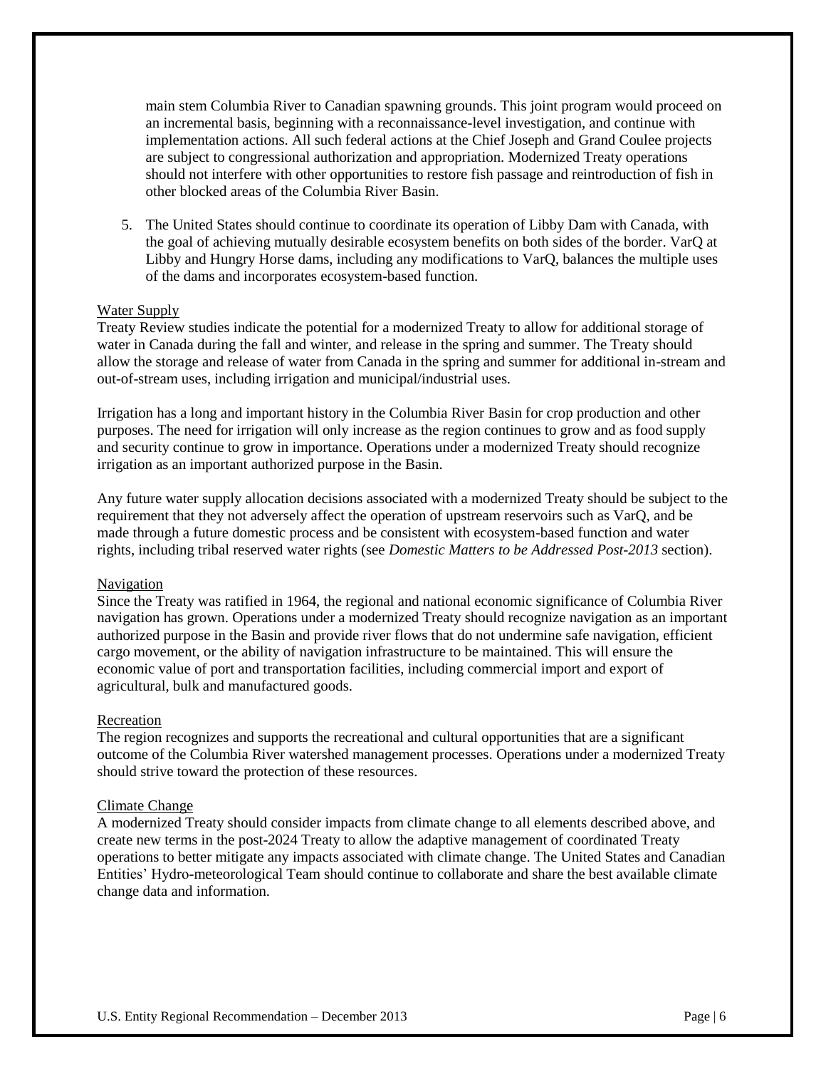main stem Columbia River to Canadian spawning grounds. This joint program would proceed on an incremental basis, beginning with a reconnaissance-level investigation, and continue with implementation actions. All such federal actions at the Chief Joseph and Grand Coulee projects are subject to congressional authorization and appropriation. Modernized Treaty operations should not interfere with other opportunities to restore fish passage and reintroduction of fish in other blocked areas of the Columbia River Basin.

5. The United States should continue to coordinate its operation of Libby Dam with Canada, with the goal of achieving mutually desirable ecosystem benefits on both sides of the border. VarQ at Libby and Hungry Horse dams, including any modifications to VarQ, balances the multiple uses of the dams and incorporates ecosystem-based function.

Water Supply

Treaty Review studies indicate the potential for a modernized Treaty to allow for additional storage of water in Canada during the fall and winter, and release in the spring and summer. The Treaty should allow the storage and release of water from Canada in the spring and summer for additional in-stream and out-of-stream uses, including irrigation and municipal/industrial uses.

Irrigation has a long and important history in the Columbia River Basin for crop production and other purposes. The need for irrigation will only increase as the region continues to grow and as food supply and security continue to grow in importance. Operations under a modernized Treaty should recognize irrigation as an important authorized purpose in the Basin.

Any future water supply allocation decisions associated with a modernized Treaty should be subject to the requirement that they not adversely affect the operation of upstream reservoirs such as VarQ, and be made through a future domestic process and be consistent with ecosystem-based function and water rights, including tribal reserved water rights (see *Domestic Matters to be Addressed Post-2013* section).

Navigation

Since the Treaty was ratified in 1964, the regional and national economic significance of Columbia River navigation has grown. Operations under a modernized Treaty should recognize navigation as an important authorized purpose in the Basin and provide river flows that do not undermine safe navigation, efficient cargo movement, or the ability of navigation infrastructure to be maintained. This will ensure the economic value of port and transportation facilities, including commercial import and export of agricultural, bulk and manufactured goods.

Recreation

The region recognizes and supports the recreational and cultural opportunities that are a significant outcome of the Columbia River watershed management processes. Operations under a modernized Treaty should strive toward the protection of these resources.

Climate Change

A modernized Treaty should consider impacts from climate change to all elements described above, and create new terms in the post-2024 Treaty to allow the adaptive management of coordinated Treaty operations to better mitigate any impacts associated with climate change. The United States and Canadian Entities' Hydro-meteorological Team should continue to collaborate and share the best available climate change data and information.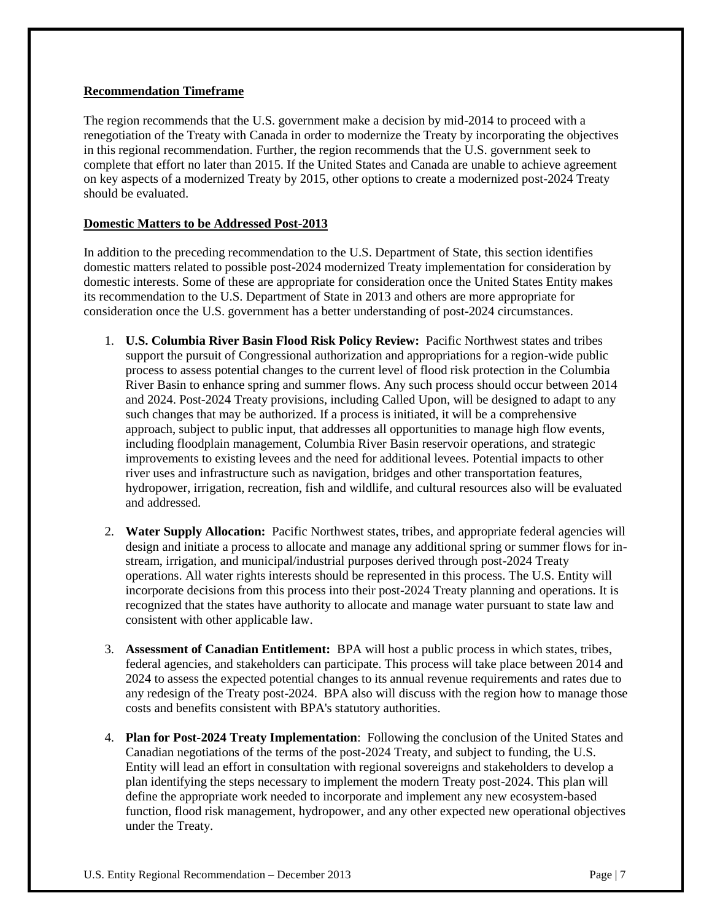**Recommendation Timeframe**

The region recommends that the U.S. government make a decision by mid-2014 to proceed with a renegotiation of the Treaty with Canada in order to modernize the Treaty by incorporating the objectives in this regional recommendation. Further, the region recommends that the U.S. government seek to complete that effort no later than 2015. If the United States and Canada are unable to achieve agreement on key aspects of a modernized Treaty by 2015, other options to create a modernized post-2024 Treaty should be evaluated.

**Domestic Matters to be Addressed Post-2013**

In addition to the preceding recommendation to the U.S. Department of State, this section identifies domestic matters related to possible post-2024 modernized Treaty implementation for consideration by domestic interests. Some of these are appropriate for consideration once the United States Entity makes its recommendation to the U.S. Department of State in 2013 and others are more appropriate for consideration once the U.S. government has a better understanding of post-2024 circumstances.

1. **U.S. Columbia River Basin Flood Risk Policy Review:** Pacific Northwest states and tribes support the pursuit of Congressional authorization and appropriations for a region-wide public process to assess potential changes to the current level of flood risk protection in the Columbia River Basin to enhance spring and summer flows. Any such process should occur between 2014 and 2024. Post-2024 Treaty provisions, including Called Upon, will be designed to adapt to any such changes that may be authorized. If a process is initiated, it will be a comprehensive approach, subject to public input, that addresses all opportunities to manage high flow events, including floodplain management, Columbia River Basin reservoir operations, and strategic improvements to existing levees and the need for additional levees. Potential impacts to other river uses and infrastructure such as navigation, bridges and other transportation features, hydropower, irrigation, recreation, fish and wildlife, and cultural resources also will be evaluated and addressed.

2. **Water Supply Allocation:** Pacific Northwest states, tribes, and appropriate federal agencies will design and initiate a process to allocate and manage any additional spring or summer flows for in-stream, irrigation, and municipal/industrial purposes derived through post-2024 Treaty operations. All water rights interests should be represented in this process. The U.S. Entity will incorporate decisions from this process into their post-2024 Treaty planning and operations. It is recognized that the states have authority to allocate and manage water pursuant to state law and consistent with other applicable law.

3. **Assessment of Canadian Entitlement:** BPA will host a public process in which states, tribes, federal agencies, and stakeholders can participate. This process will take place between 2014 and 2024 to assess the expected potential changes to its annual revenue requirements and rates due to any redesign of the Treaty post-2024. BPA also will discuss with the region how to manage those costs and benefits consistent with BPA's statutory authorities.

4. **Plan for Post-2024 Treaty Implementation**: Following the conclusion of the United States and Canadian negotiations of the terms of the post-2024 Treaty, and subject to funding, the U.S. Entity will lead an effort in consultation with regional sovereigns and stakeholders to develop a plan identifying the steps necessary to implement the modern Treaty post-2024. This plan will define the appropriate work needed to incorporate and implement any new ecosystem-based function, flood risk management, hydropower, and any other expected new operational objectives under the Treaty.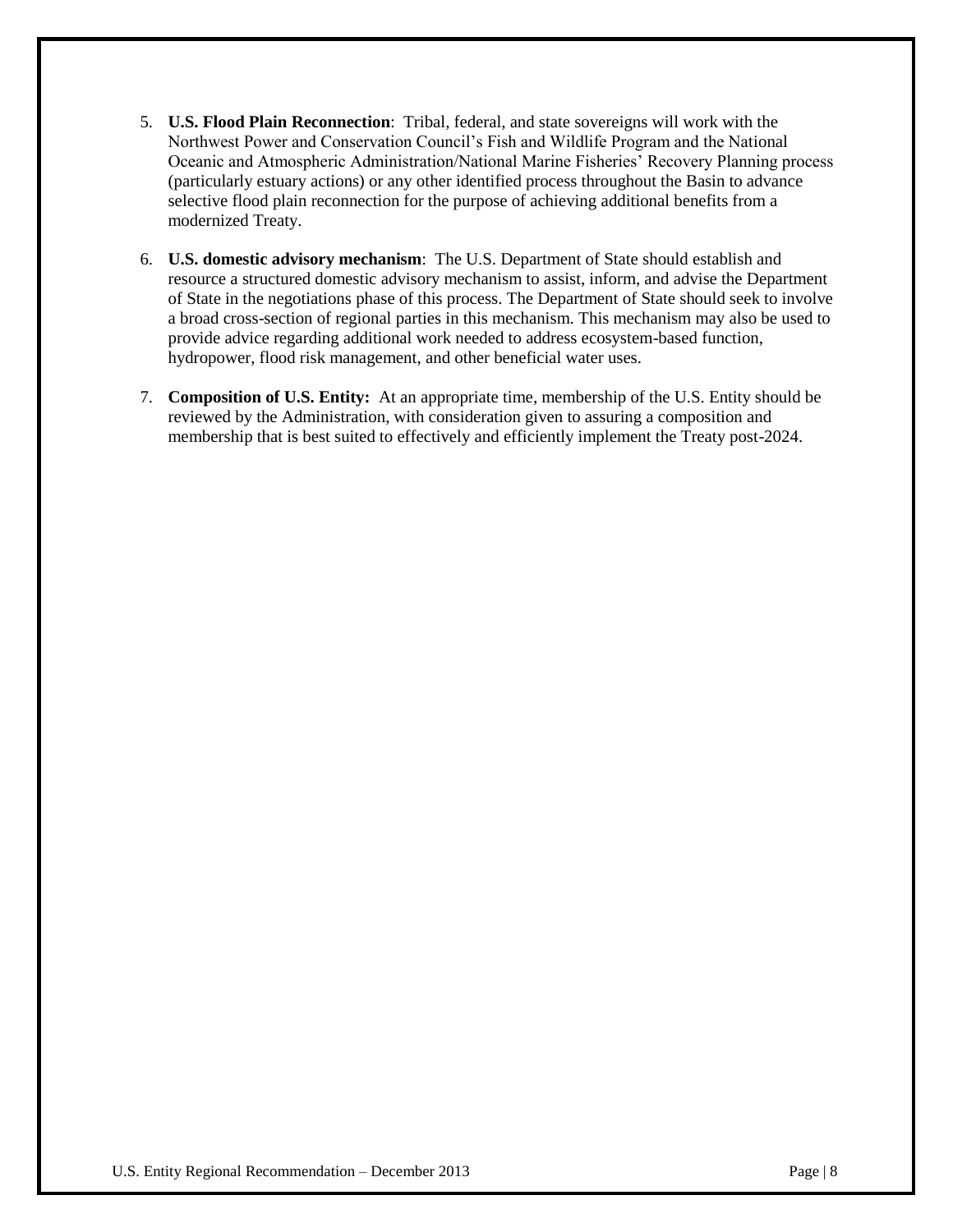5. **U.S. Flood Plain Reconnection**: Tribal, federal, and state sovereigns will work with the Northwest Power and Conservation Council's Fish and Wildlife Program and the National Oceanic and Atmospheric Administration/National Marine Fisheries' Recovery Planning process (particularly estuary actions) or any other identified process throughout the Basin to advance selective flood plain reconnection for the purpose of achieving additional benefits from a modernized Treaty.

6. **U.S. domestic advisory mechanism**: The U.S. Department of State should establish and resource a structured domestic advisory mechanism to assist, inform, and advise the Department of State in the negotiations phase of this process. The Department of State should seek to involve a broad cross-section of regional parties in this mechanism. This mechanism may also be used to provide advice regarding additional work needed to address ecosystem-based function, hydropower, flood risk management, and other beneficial water uses.

7. **Composition of U.S. Entity:** At an appropriate time, membership of the U.S. Entity should be reviewed by the Administration, with consideration given to assuring a composition and membership that is best suited to effectively and efficiently implement the Treaty post-2024.